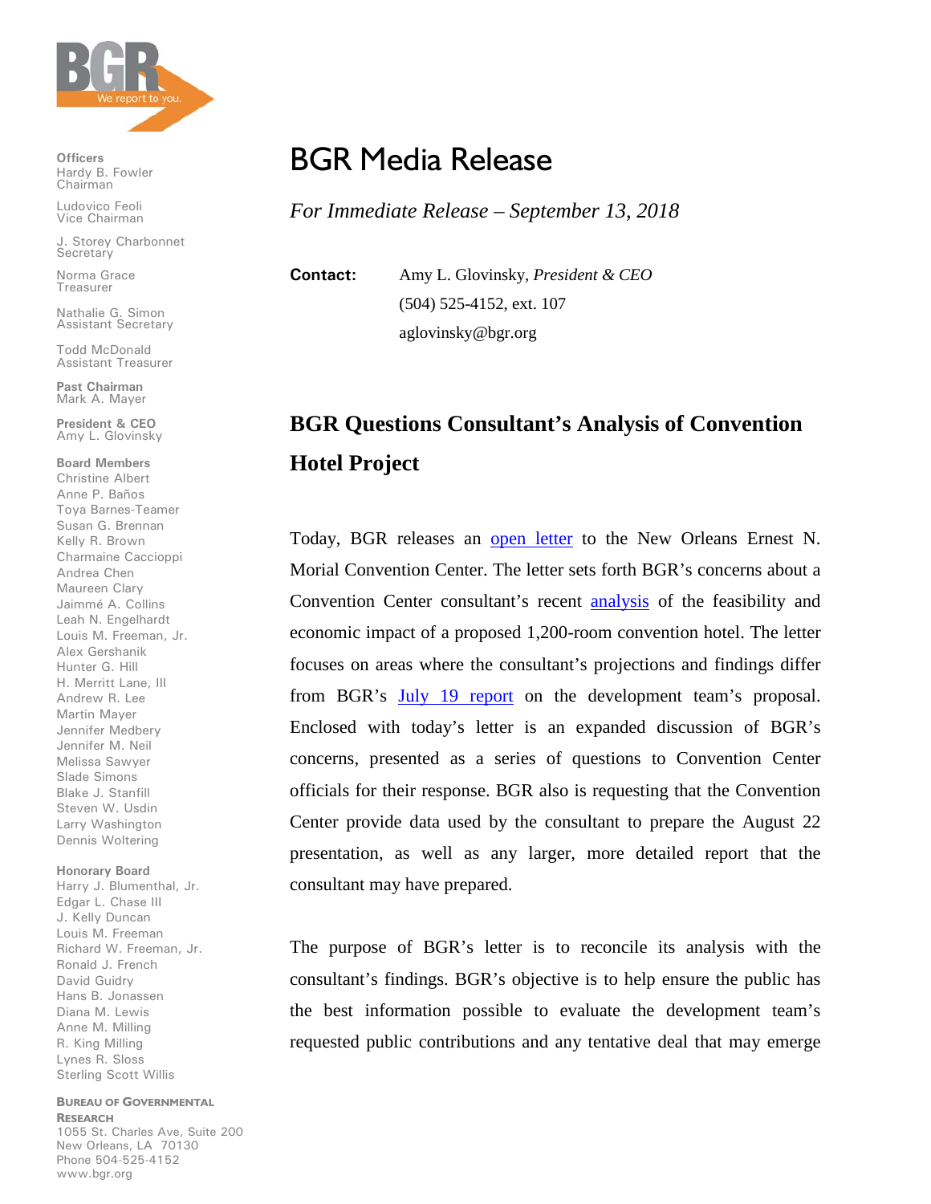BGR

We report to you.

**Officers**
Hardy B. Fowler
Chairman

Ludovico Feoli
Vice Chairman

J. Storey Charbonnet
Secretary

Norma Grace
Treasurer

Nathalie G. Simon
Assistant Secretary

Todd McDonald
Assistant Treasurer

**Past Chairman**
Mark A. Mayer

**President & CEO**
Amy L. Glovinsky

**Board Members**
Christine Albert
Anne P. Baños
Toya Barnes-Teamer
Susan G. Brennan
Kelly R. Brown
Charmaine Caccioppi
Andrea Chen
Maureen Clary
Jaimmé A. Collins
Leah N. Engelhardt
Louis M. Freeman, Jr.
Alex Gershanik
Hunter G. Hill
H. Merritt Lane, III
Andrew R. Lee
Martin Mayer
Jennifer Medbery
Jennifer M. Neil
Melissa Sawyer
Slade Simons
Blake J. Stanfill
Steven W. Usdin
Larry Washington
Dennis Woltering

**Honorary Board**
Harry J. Blumenthal, Jr.
Edgar L. Chase III
J. Kelly Duncan
Louis M. Freeman
Richard W. Freeman, Jr.
Ronald J. French
David Guidry
Hans B. Jonassen
Diana M. Lewis
Anne M. Milling
R. King Milling
Lynes R. Sloss
Sterling Scott Willis

**Bureau of Governmental Research**
1055 St. Charles Ave, Suite 200
New Orleans, LA 70130
Phone 504-525-4152
www.bgr.org

# BGR Media Release

*For Immediate Release – September 13, 2018*

**Contact:** Amy L. Glovinsky, *President & CEO*
(504) 525-4152, ext. 107
aglovinsky@bgr.org

## BGR Questions Consultant's Analysis of Convention Hotel Project

Today, BGR releases an open letter to the New Orleans Ernest N. Morial Convention Center. The letter sets forth BGR's concerns about a Convention Center consultant's recent analysis of the feasibility and economic impact of a proposed 1,200-room convention hotel. The letter focuses on areas where the consultant's projections and findings differ from BGR's July 19 report on the development team's proposal. Enclosed with today's letter is an expanded discussion of BGR's concerns, presented as a series of questions to Convention Center officials for their response. BGR also is requesting that the Convention Center provide data used by the consultant to prepare the August 22 presentation, as well as any larger, more detailed report that the consultant may have prepared.

The purpose of BGR's letter is to reconcile its analysis with the consultant's findings. BGR's objective is to help ensure the public has the best information possible to evaluate the development team's requested public contributions and any tentative deal that may emerge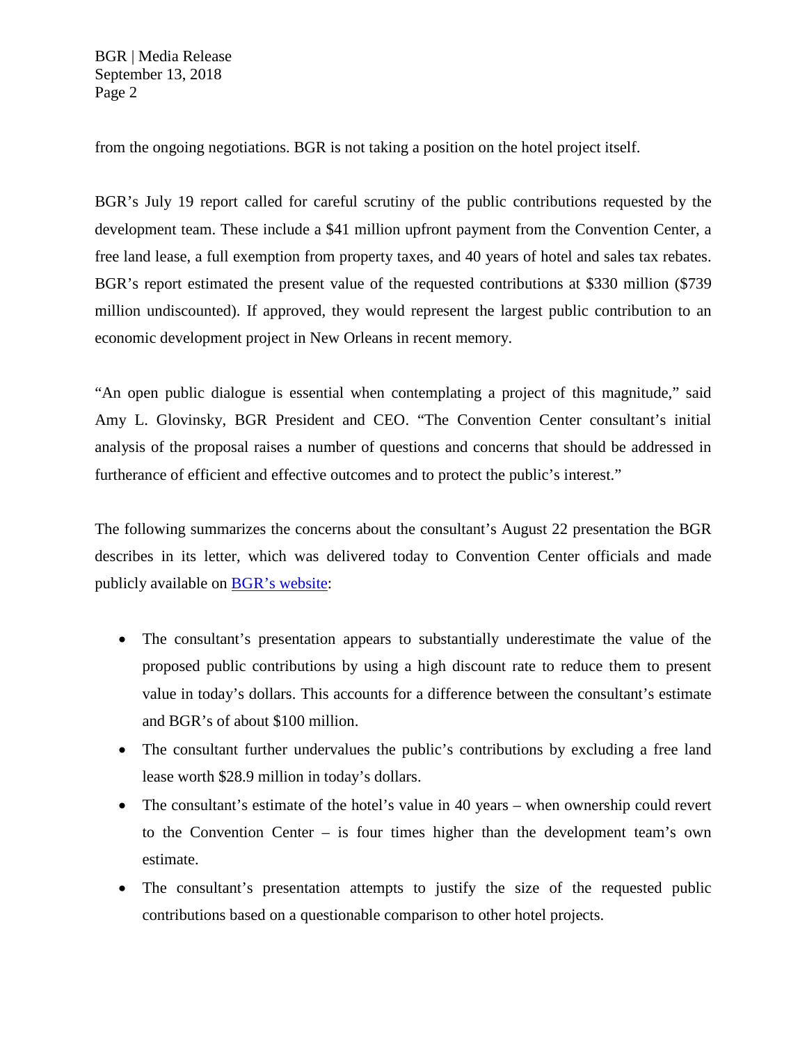from the ongoing negotiations. BGR is not taking a position on the hotel project itself.

BGR's July 19 report called for careful scrutiny of the public contributions requested by the development team. These include a $41 million upfront payment from the Convention Center, a free land lease, a full exemption from property taxes, and 40 years of hotel and sales tax rebates. BGR's report estimated the present value of the requested contributions at $330 million ($739 million undiscounted). If approved, they would represent the largest public contribution to an economic development project in New Orleans in recent memory.

"An open public dialogue is essential when contemplating a project of this magnitude," said Amy L. Glovinsky, BGR President and CEO. "The Convention Center consultant's initial analysis of the proposal raises a number of questions and concerns that should be addressed in furtherance of efficient and effective outcomes and to protect the public's interest."

The following summarizes the concerns about the consultant's August 22 presentation the BGR describes in its letter, which was delivered today to Convention Center officials and made publicly available on [BGR's website](BGR's website):

- The consultant's presentation appears to substantially underestimate the value of the proposed public contributions by using a high discount rate to reduce them to present value in today's dollars. This accounts for a difference between the consultant's estimate and BGR's of about $100 million.
- The consultant further undervalues the public's contributions by excluding a free land lease worth $28.9 million in today's dollars.
- The consultant's estimate of the hotel's value in 40 years – when ownership could revert to the Convention Center – is four times higher than the development team's own estimate.
- The consultant's presentation attempts to justify the size of the requested public contributions based on a questionable comparison to other hotel projects.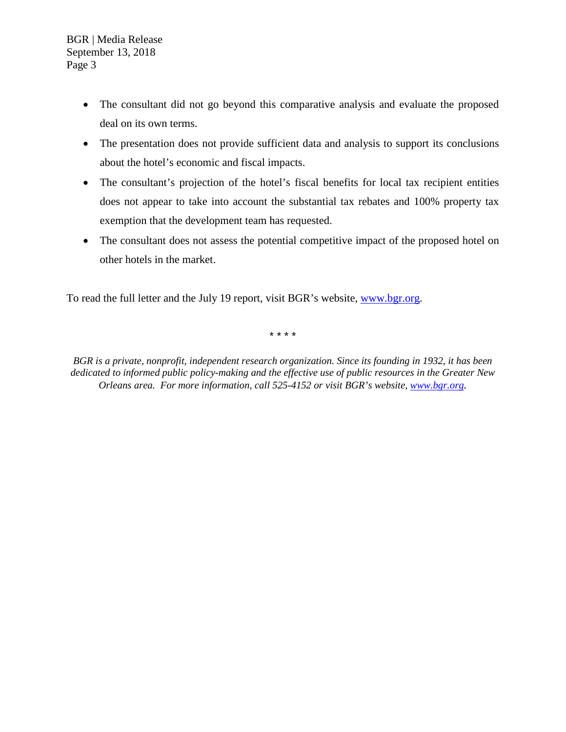- The consultant did not go beyond this comparative analysis and evaluate the proposed deal on its own terms.
- The presentation does not provide sufficient data and analysis to support its conclusions about the hotel's economic and fiscal impacts.
- The consultant's projection of the hotel's fiscal benefits for local tax recipient entities does not appear to take into account the substantial tax rebates and 100% property tax exemption that the development team has requested.
- The consultant does not assess the potential competitive impact of the proposed hotel on other hotels in the market.

To read the full letter and the July 19 report, visit BGR's website, [www.bgr.org](http://www.bgr.org).

\* \* \* \*

*BGR is a private, nonprofit, independent research organization. Since its founding in 1932, it has been dedicated to informed public policy-making and the effective use of public resources in the Greater New Orleans area. For more information, call 525-4152 or visit BGR's website, [www.bgr.org](http://www.bgr.org).*